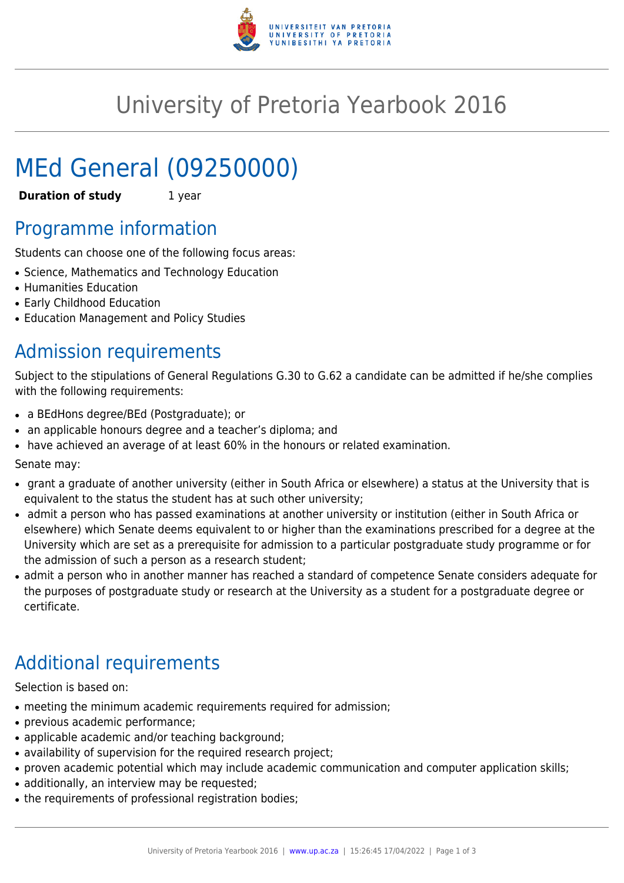# University of Pretoria Yearbook 2016

# MEd General (09250000)

**Duration of study** 1 year

## Programme information

Students can choose one of the following focus areas:

- Science, Mathematics and Technology Education
- Humanities Education
- Early Childhood Education
- Education Management and Policy Studies

## Admission requirements

Subject to the stipulations of General Regulations G.30 to G.62 a candidate can be admitted if he/she complies with the following requirements:

- a BEdHons degree/BEd (Postgraduate); or
- an applicable honours degree and a teacher's diploma; and
- have achieved an average of at least 60% in the honours or related examination.

Senate may:

- grant a graduate of another university (either in South Africa or elsewhere) a status at the University that is equivalent to the status the student has at such other university;
- admit a person who has passed examinations at another university or institution (either in South Africa or elsewhere) which Senate deems equivalent to or higher than the examinations prescribed for a degree at the University which are set as a prerequisite for admission to a particular postgraduate study programme or for the admission of such a person as a research student;
- admit a person who in another manner has reached a standard of competence Senate considers adequate for the purposes of postgraduate study or research at the University as a student for a postgraduate degree or certificate.

## Additional requirements

Selection is based on:

- meeting the minimum academic requirements required for admission;
- previous academic performance;
- applicable academic and/or teaching background;
- availability of supervision for the required research project;
- proven academic potential which may include academic communication and computer application skills;
- additionally, an interview may be requested;
- the requirements of professional registration bodies;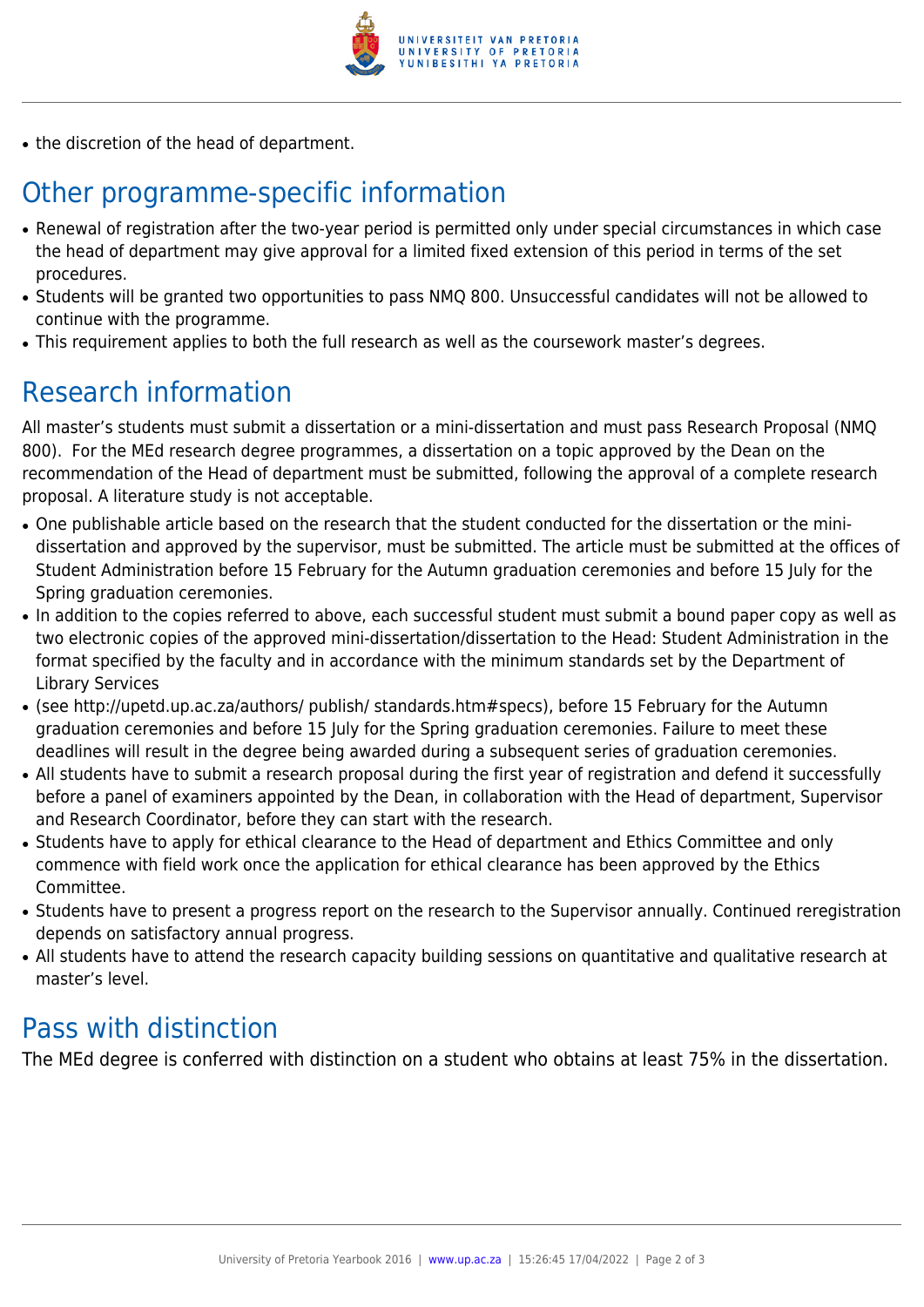- the discretion of the head of department.

## Other programme-specific information

- Renewal of registration after the two-year period is permitted only under special circumstances in which case the head of department may give approval for a limited fixed extension of this period in terms of the set procedures.
- Students will be granted two opportunities to pass NMQ 800. Unsuccessful candidates will not be allowed to continue with the programme.
- This requirement applies to both the full research as well as the coursework master's degrees.

## Research information

All master's students must submit a dissertation or a mini-dissertation and must pass Research Proposal (NMQ 800). For the MEd research degree programmes, a dissertation on a topic approved by the Dean on the recommendation of the Head of department must be submitted, following the approval of a complete research proposal. A literature study is not acceptable.

- One publishable article based on the research that the student conducted for the dissertation or the mini-dissertation and approved by the supervisor, must be submitted. The article must be submitted at the offices of Student Administration before 15 February for the Autumn graduation ceremonies and before 15 July for the Spring graduation ceremonies.
- In addition to the copies referred to above, each successful student must submit a bound paper copy as well as two electronic copies of the approved mini-dissertation/dissertation to the Head: Student Administration in the format specified by the faculty and in accordance with the minimum standards set by the Department of Library Services
- (see http://upetd.up.ac.za/authors/ publish/ standards.htm#specs), before 15 February for the Autumn graduation ceremonies and before 15 July for the Spring graduation ceremonies. Failure to meet these deadlines will result in the degree being awarded during a subsequent series of graduation ceremonies.
- All students have to submit a research proposal during the first year of registration and defend it successfully before a panel of examiners appointed by the Dean, in collaboration with the Head of department, Supervisor and Research Coordinator, before they can start with the research.
- Students have to apply for ethical clearance to the Head of department and Ethics Committee and only commence with field work once the application for ethical clearance has been approved by the Ethics Committee.
- Students have to present a progress report on the research to the Supervisor annually. Continued reregistration depends on satisfactory annual progress.
- All students have to attend the research capacity building sessions on quantitative and qualitative research at master's level.

## Pass with distinction

The MEd degree is conferred with distinction on a student who obtains at least 75% in the dissertation.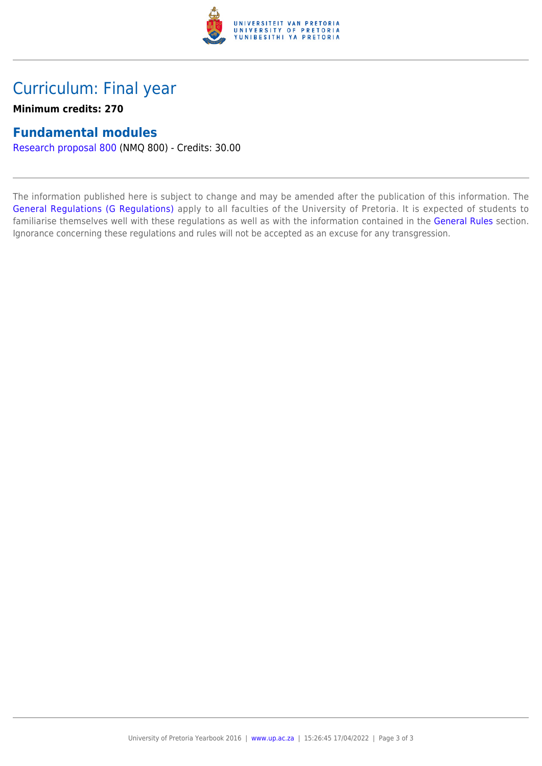# Curriculum: Final year

**Minimum credits: 270**

## Fundamental modules

Research proposal 800 (NMQ 800) - Credits: 30.00

The information published here is subject to change and may be amended after the publication of this information. The General Regulations (G Regulations) apply to all faculties of the University of Pretoria. It is expected of students to familiarise themselves well with these regulations as well as with the information contained in the General Rules section. Ignorance concerning these regulations and rules will not be accepted as an excuse for any transgression.